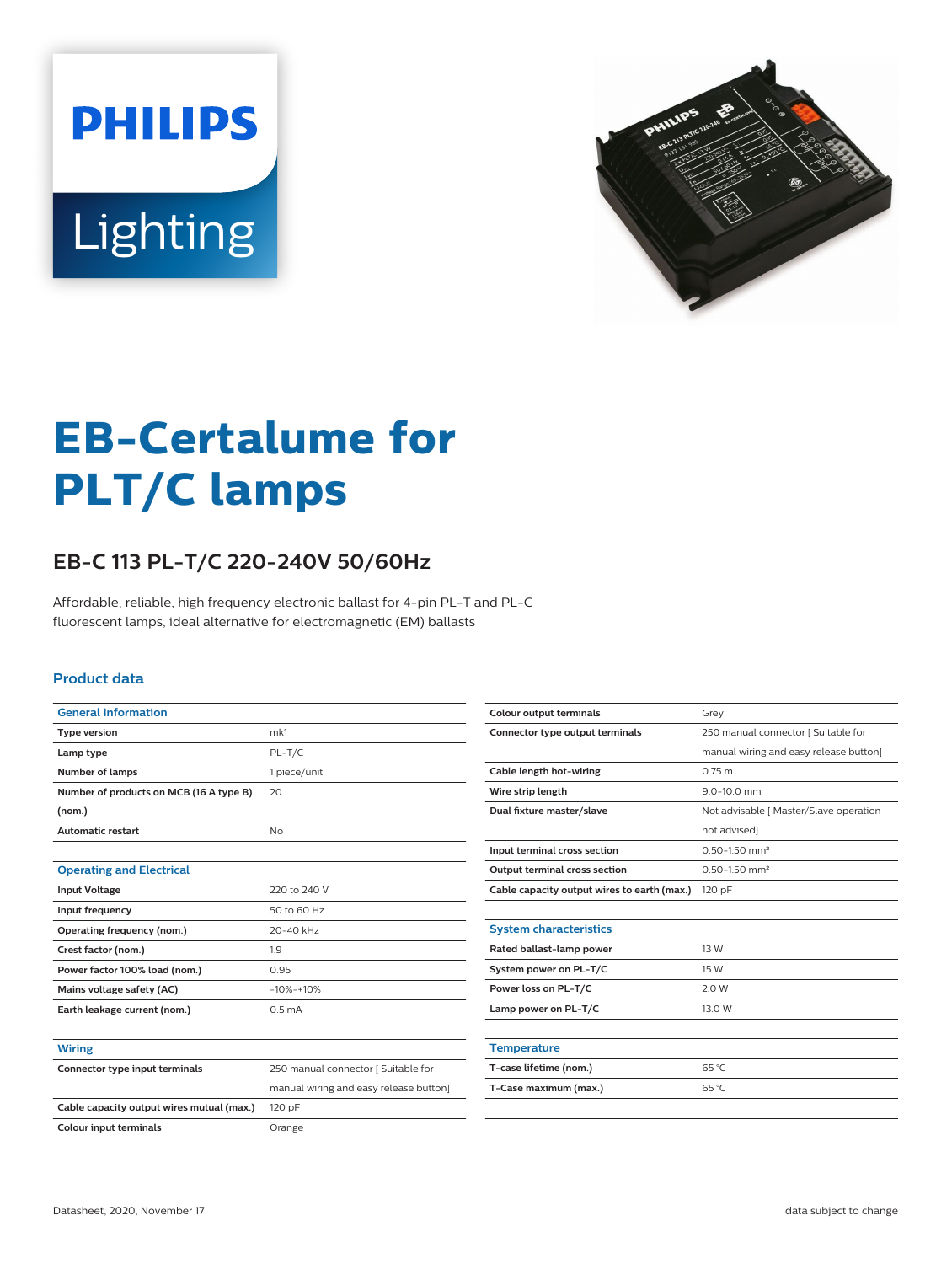PHILIPS

Lighting

# EB-Certalume for PLT/C lamps

## EB-C 113 PL-T/C 220-240V 50/60Hz

Affordable, reliable, high frequency electronic ballast for 4-pin PL-T and PL-C fluorescent lamps, ideal alternative for electromagnetic (EM) ballasts

### Product data

| General Information | |
|---|---|
| Type version | mk1 |
| Lamp type | PL-T/C |
| Number of lamps | 1 piece/unit |
| Number of products on MCB (16 A type B) (nom.) | 20 |
| Automatic restart | No |

| Operating and Electrical | |
|---|---|
| Input Voltage | 220 to 240 V |
| Input frequency | 50 to 60 Hz |
| Operating frequency (nom.) | 20-40 kHz |
| Crest factor (nom.) | 1.9 |
| Power factor 100% load (nom.) | 0.95 |
| Mains voltage safety (AC) | -10%-+10% |
| Earth leakage current (nom.) | 0.5 mA |

| Wiring | |
|---|---|
| Connector type input terminals | 250 manual connector [ Suitable for manual wiring and easy release button] |
| Cable capacity output wires mutual (max.) | 120 pF |
| Colour input terminals | Orange |
| Colour output terminals | Grey |
| Connector type output terminals | 250 manual connector [ Suitable for manual wiring and easy release button] |
| Cable length hot-wiring | 0.75 m |
| Wire strip length | 9.0-10.0 mm |
| Dual fixture master/slave | Not advisable [ Master/Slave operation not advised] |
| Input terminal cross section | 0.50-1.50 mm² |
| Output terminal cross section | 0.50-1.50 mm² |
| Cable capacity output wires to earth (max.) | 120 pF |

| System characteristics | |
|---|---|
| Rated ballast-lamp power | 13 W |
| System power on PL-T/C | 15 W |
| Power loss on PL-T/C | 2.0 W |
| Lamp power on PL-T/C | 13.0 W |

| Temperature | |
|---|---|
| T-case lifetime (nom.) | 65 °C |
| T-Case maximum (max.) | 65 °C |

Datasheet, 2020, November 17

data subject to change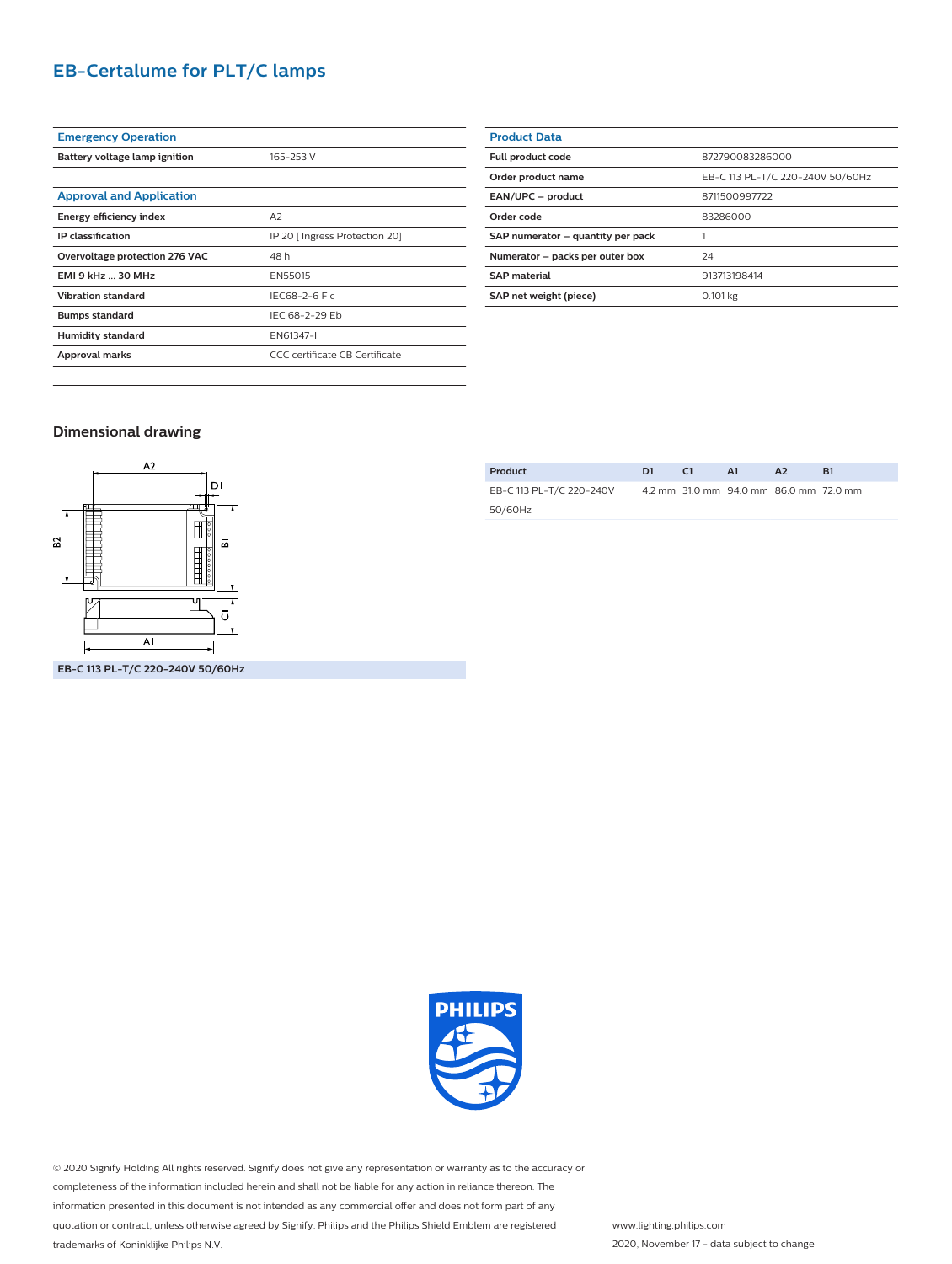## EB-Certalume for PLT/C lamps

| Emergency Operation | |
|---|---|
| Battery voltage lamp ignition | 165-253 V |

| Approval and Application | |
|---|---|
| Energy efficiency index | A2 |
| IP classification | IP 20 [ Ingress Protection 20] |
| Overvoltage protection 276 VAC | 48 h |
| EMI 9 kHz ... 30 MHz | EN55015 |
| Vibration standard | IEC68-2-6 F c |
| Bumps standard | IEC 68-2-29 Eb |
| Humidity standard | EN61347-I |
| Approval marks | CCC certificate CB Certificate |

| Product Data | |
|---|---|
| Full product code | 872790083286000 |
| Order product name | EB-C 113 PL-T/C 220-240V 50/60Hz |
| EAN/UPC – product | 8711500997722 |
| Order code | 83286000 |
| SAP numerator – quantity per pack | 1 |
| Numerator – packs per outer box | 24 |
| SAP material | 913713198414 |
| SAP net weight (piece) | 0.101 kg |

### Dimensional drawing

A2
D1
B2
B1
C1
A1

EB-C 113 PL-T/C 220-240V 50/60Hz

| Product | D1 | C1 | A1 | A2 | B1 |
|---|---|---|---|---|---|
| EB-C 113 PL-T/C 220-240V 50/60Hz | 4.2 mm | 31.0 mm | 94.0 mm | 86.0 mm | 72.0 mm |

© 2020 Signify Holding All rights reserved. Signify does not give any representation or warranty as to the accuracy or completeness of the information included herein and shall not be liable for any action in reliance thereon. The information presented in this document is not intended as any commercial offer and does not form part of any quotation or contract, unless otherwise agreed by Signify. Philips and the Philips Shield Emblem are registered trademarks of Koninklijke Philips N.V.

www.lighting.philips.com

2020, November 17 - data subject to change